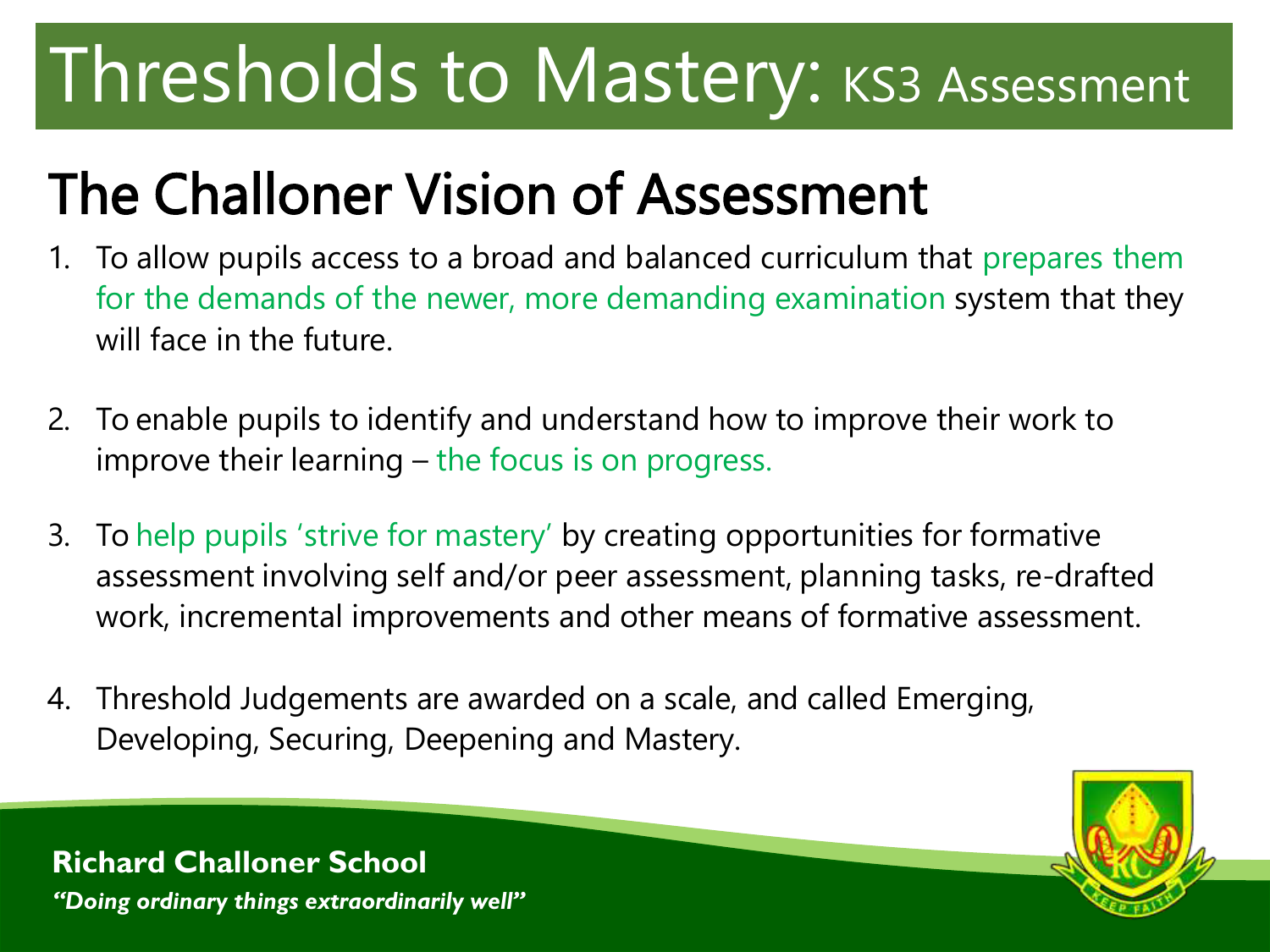# Thresholds to Mastery: KS3 Assessment

## The Challoner Vision of Assessment

1. To allow pupils access to a broad and balanced curriculum that prepares them for the demands of the newer, more demanding examination system that they will face in the future.

2. To enable pupils to identify and understand how to improve their work to improve their learning – the focus is on progress.

3. To help pupils 'strive for mastery' by creating opportunities for formative assessment involving self and/or peer assessment, planning tasks, re-drafted work, incremental improvements and other means of formative assessment.

4. Threshold Judgements are awarded on a scale, and called Emerging, Developing, Securing, Deepening and Mastery.

**Richard Challoner School**

***"Doing ordinary things extraordinarily well"***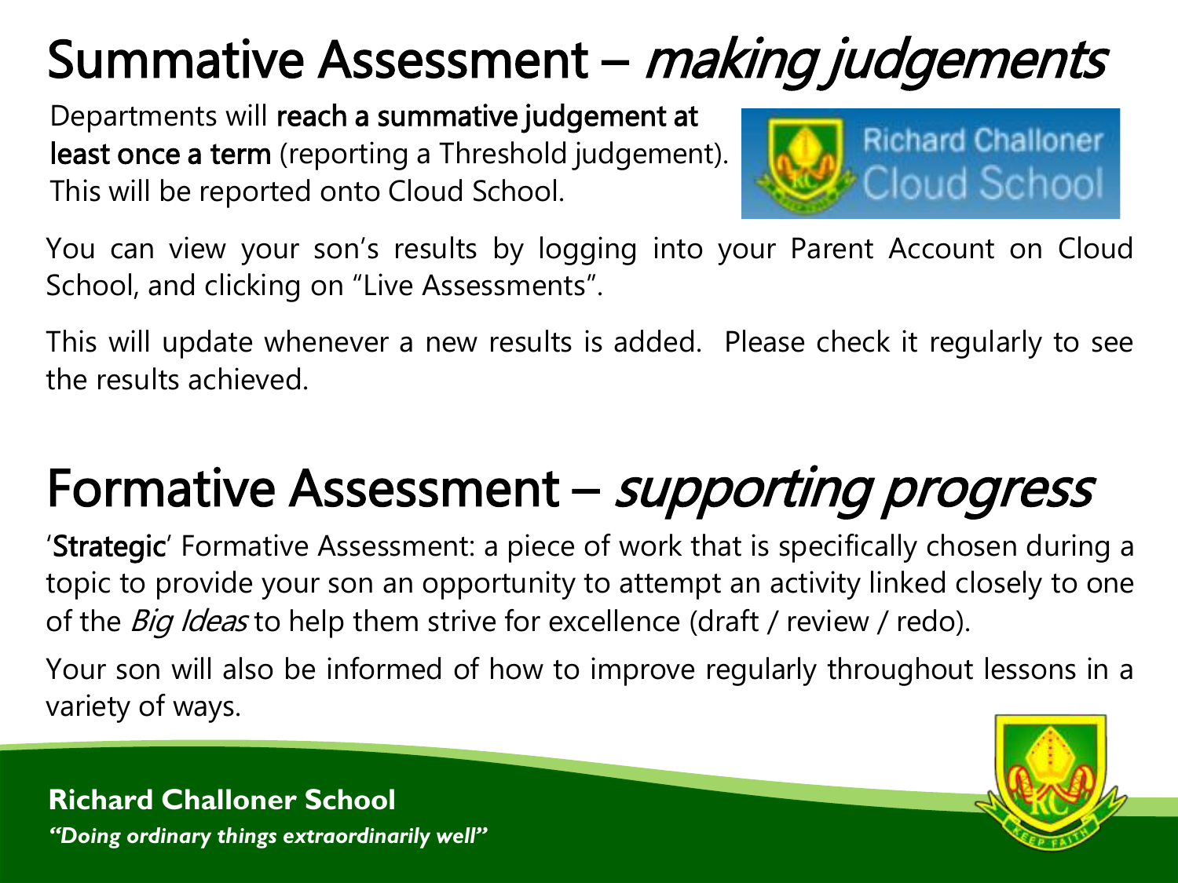# Summative Assessment – *making judgements*

Departments will **reach a summative judgement at least once a term** (reporting a Threshold judgement). This will be reported onto Cloud School.

You can view your son's results by logging into your Parent Account on Cloud School, and clicking on "Live Assessments".

This will update whenever a new results is added. Please check it regularly to see the results achieved.

# Formative Assessment – *supporting progress*

'**Strategic**' Formative Assessment: a piece of work that is specifically chosen during a topic to provide your son an opportunity to attempt an activity linked closely to one of the *Big Ideas* to help them strive for excellence (draft / review / redo).

Your son will also be informed of how to improve regularly throughout lessons in a variety of ways.

**Richard Challoner School**

***"Doing ordinary things extraordinarily well"***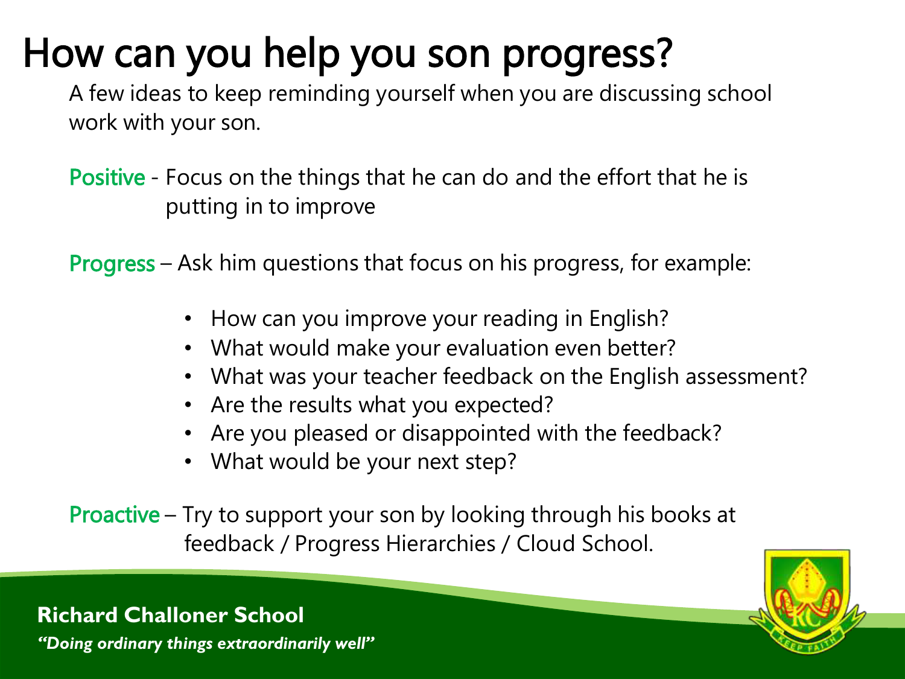# How can you help you son progress?

A few ideas to keep reminding yourself when you are discussing school work with your son.

**Positive** - Focus on the things that he can do and the effort that he is putting in to improve

**Progress** – Ask him questions that focus on his progress, for example:

- How can you improve your reading in English?
- What would make your evaluation even better?
- What was your teacher feedback on the English assessment?
- Are the results what you expected?
- Are you pleased or disappointed with the feedback?
- What would be your next step?

**Proactive** – Try to support your son by looking through his books at feedback / Progress Hierarchies / Cloud School.

**Richard Challoner School**

***"Doing ordinary things extraordinarily well"***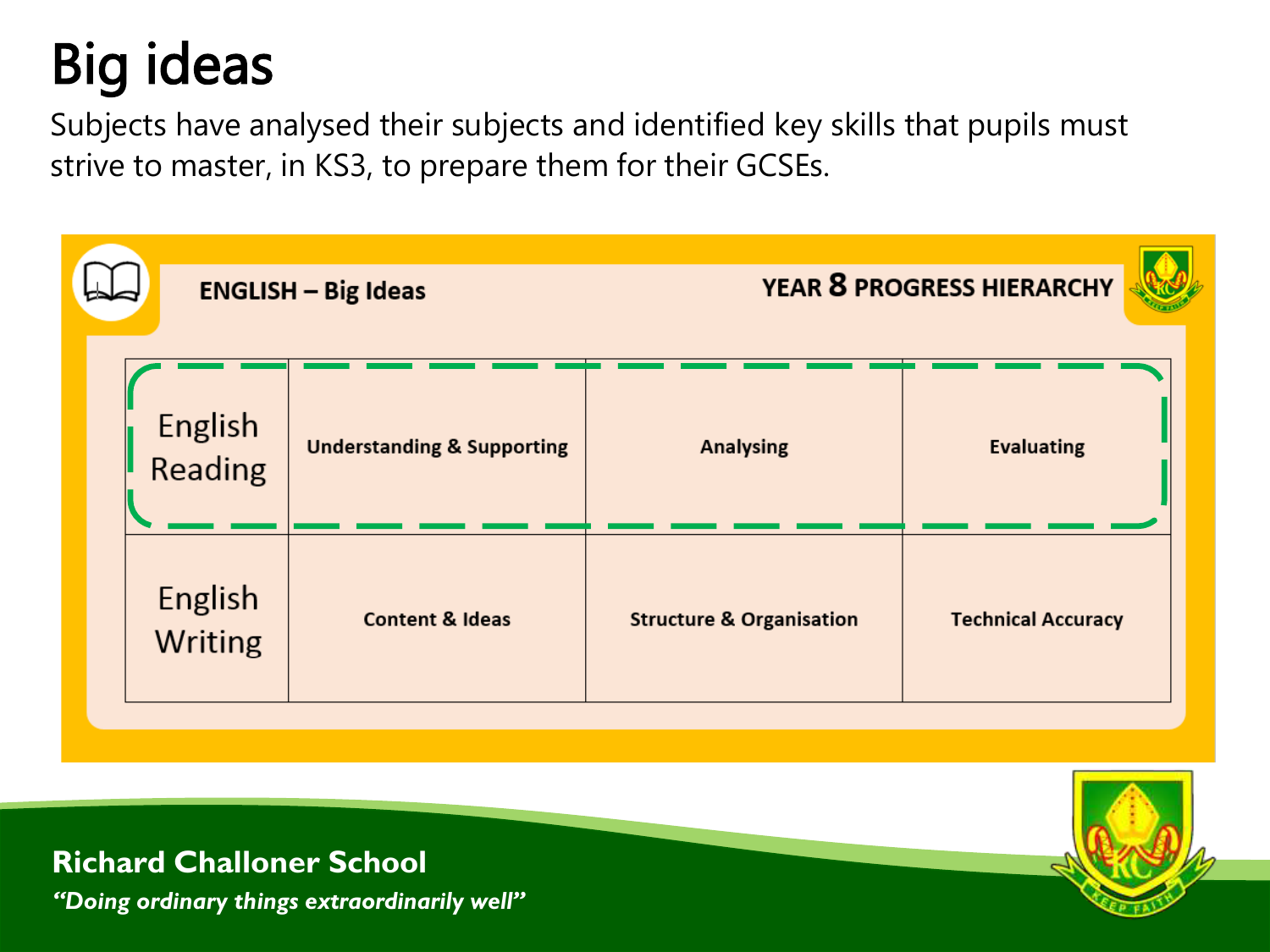# Big ideas

Subjects have analysed their subjects and identified key skills that pupils must strive to master, in KS3, to prepare them for their GCSEs.

**ENGLISH – Big Ideas** **YEAR 8 PROGRESS HIERARCHY**

| | | | |
|---|---|---|---|
| English Reading | **Understanding & Supporting** | **Analysing** | **Evaluating** |
| English Writing | **Content & Ideas** | **Structure & Organisation** | **Technical Accuracy** |

**Richard Challoner School**

***"Doing ordinary things extraordinarily well"***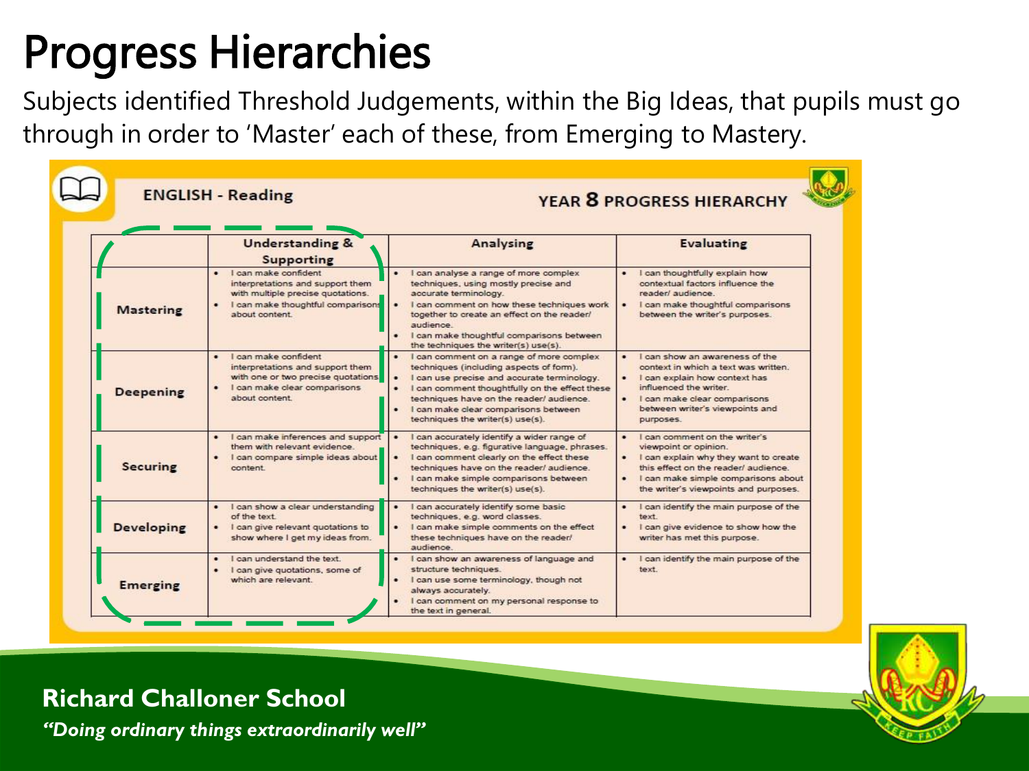# Progress Hierarchies

Subjects identified Threshold Judgements, within the Big Ideas, that pupils must go through in order to 'Master' each of these, from Emerging to Mastery.

**ENGLISH - Reading** | **YEAR 8 PROGRESS HIERARCHY**

| | Understanding & Supporting | Analysing | Evaluating |
|---|---|---|---|
| **Mastering** | • I can make confident interpretations and support them with multiple precise quotations.<br>• I can make thoughtful comparisons about content. | • I can analyse a range of more complex techniques, using mostly precise and accurate terminology.<br>• I can comment on how these techniques work together to create an effect on the reader/ audience.<br>• I can make thoughtful comparisons between the techniques the writer(s) use(s). | • I can thoughtfully explain how contextual factors influence the reader/ audience.<br>• I can make thoughtful comparisons between the writer's purposes. |
| **Deepening** | • I can make confident interpretations and support them with one or two precise quotations.<br>• I can make clear comparisons about content. | • I can comment on a range of more complex techniques (including aspects of form).<br>• I can use precise and accurate terminology.<br>• I can comment thoughtfully on the effect these techniques have on the reader/ audience.<br>• I can make clear comparisons between techniques the writer(s) use(s). | • I can show an awareness of the context in which a text was written.<br>• I can explain how context has influenced the writer.<br>• I can make clear comparisons between writer's viewpoints and purposes. |
| **Securing** | • I can make inferences and support them with relevant evidence.<br>• I can compare simple ideas about content. | • I can accurately identify a wider range of techniques, e.g. figurative language, phrases.<br>• I can comment clearly on the effect these techniques have on the reader/ audience.<br>• I can make simple comparisons between techniques the writer(s) use(s). | • I can comment on the writer's viewpoint or opinion.<br>• I can explain why they want to create this effect on the reader/ audience.<br>• I can make simple comparisons about the writer's viewpoints and purposes. |
| **Developing** | • I can show a clear understanding of the text.<br>• I can give relevant quotations to show where I get my ideas from. | • I can accurately identify some basic techniques, e.g. word classes.<br>• I can make simple comments on the effect these techniques have on the reader/ audience. | • I can identify the main purpose of the text.<br>• I can give evidence to show how the writer has met this purpose. |
| **Emerging** | • I can understand the text.<br>• I can give quotations, some of which are relevant. | • I can show an awareness of language and structure techniques.<br>• I can use some terminology, though not always accurately.<br>• I can comment on my personal response to the text in general. | • I can identify the main purpose of the text. |

**Richard Challoner School**

***"Doing ordinary things extraordinarily well"***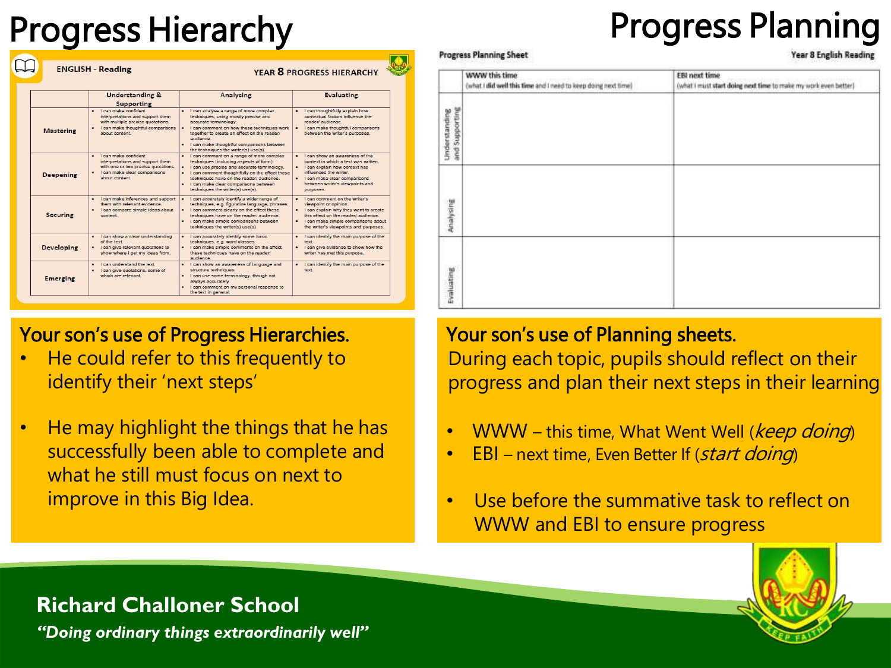# Progress Hierarchy

**ENGLISH - Reading** — YEAR 8 PROGRESS HIERARCHY

| | Understanding & Supporting | Analysing | Evaluating |
|---|---|---|---|
| **Mastering** | • I can make confident interpretations and support them with multiple precise quotations. • I can make thoughtful comparisons about content. | • I can analyse a range of more complex techniques, using mostly precise and accurate terminology. • I can comment on how these techniques work together to create an effect on the reader/ audience. • I can make thoughtful comparisons between the techniques the writer(s) use(s). | • I can thoughtfully explain how contextual factors influence the reader/ audience. • I can make thoughtful comparisons between the writer's purposes. |
| **Deepening** | • I can make confident interpretations and support them with one or two precise quotations. • I can make clear comparisons about content. | • I can comment on a range of more complex techniques (including aspects of form). • I can use precise and accurate terminology. • I can comment thoughtfully on the effect these techniques have on the reader/ audience. • I can make clear comparisons between techniques the writer(s) use(s). | • I can show an awareness of the context in which a text was written. • I can explain how context has influenced the writer. • I can make clear comparisons between writer's viewpoints and purposes. |
| **Securing** | • I can make inferences and support them with relevant evidence. • I can compare simple ideas about content. | • I can accurately identify a wider range of techniques, e.g. figurative language, phrases. • I can comment clearly on the effect these techniques have on the reader/ audience. • I can make simple comparisons between techniques the writer(s) use(s). | • I can comment on the writer's viewpoint or opinion. • I can explain why they want to create this effect on the reader/ audience. • I can make simple comparisons about the writer's viewpoints and purposes. |
| **Developing** | • I can show a clear understanding of the text. • I can give relevant quotations to show where I get my ideas from. | • I can accurately identify some basic techniques, e.g. word classes. • I can make simple comments on the effect these techniques have on the reader/ audience. | • I can identify the main purpose of the text. • I can give evidence to show how the writer has met this purpose. |
| **Emerging** | • I can understand the text. • I can give quotations, some of which are relevant. | • I can show an awareness of language and structure techniques. • I can use some terminology, though not always accurately. • I can comment on my personal response to the text in general. | • I can identify the main purpose of the text. |

## Your son's use of Progress Hierarchies.

- He could refer to this frequently to identify their 'next steps'
- He may highlight the things that he has successfully been able to complete and what he still must focus on next to improve in this Big Idea.

# Progress Planning

**Progress Planning Sheet** — **Year 8 English Reading**

| | WWW this time (what I did well this time and I need to keep doing next time) | EBI next time (what I must start doing next time to make my work even better) |
|---|---|---|
| Understanding and Supporting | | |
| Analysing | | |
| Evaluating | | |

## Your son's use of Planning sheets.

During each topic, pupils should reflect on their progress and plan their next steps in their learning

- WWW – this time, What Went Well (*keep doing*)
- EBI – next time, Even Better If (*start doing*)
- Use before the summative task to reflect on WWW and EBI to ensure progress

**Richard Challoner School**

***"Doing ordinary things extraordinarily well"***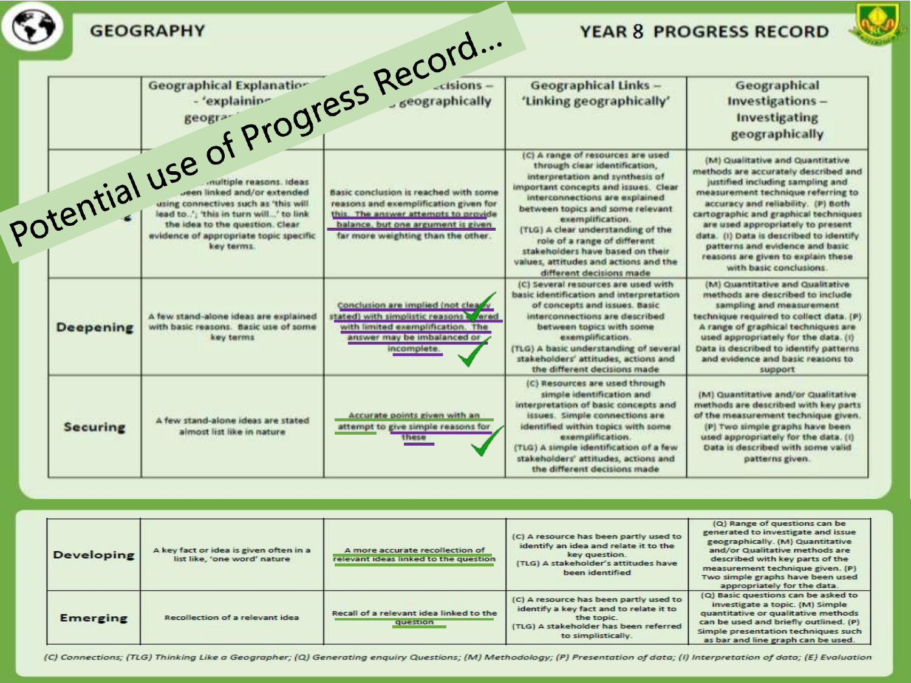GEOGRAPHY

YEAR 8 PROGRESS RECORD

Potential use of Progress Record...

| | Geographical Explanation – 'explaining geogra… | …cisions – …geographically | Geographical Links – 'Linking geographically' | Geographical Investigations – Investigating geographically |
|---|---|---|---|---|
| | …multiple reasons. Ideas …een linked and/or extended using connectives such as 'this will lead to..'; 'this in turn will...' to link the idea to the question. Clear evidence of appropriate topic specific key terms. | Basic conclusion is reached with some reasons and exemplification given for this. The answer attempts to provide balance, but one argument is given far more weighting than the other. | (C) A range of resources are used through clear identification, interpretation and synthesis of important concepts and issues. Clear interconnections are explained between topics and some relevant exemplification. (TLG) A clear understanding of the role of a range of different stakeholders have based on their values, attitudes and actions and the different decisions made | (M) Qualitative and Quantitative methods are accurately described and justified including sampling and measurement technique referring to accuracy and reliability. (P) Both cartographic and graphical techniques are used appropriately to present data. (I) Data is described to identify patterns and evidence and basic reasons are given to explain these with basic conclusions. |
| Deepening | A few stand-alone ideas are explained with basic reasons. Basic use of some key terms | Conclusion are implied (not clearly stated) with simplistic reasons offered with limited exemplification. The answer may be imbalanced or incomplete. | (C) Several resources are used with basic identification and interpretation of concepts and issues. Basic interconnections are described between topics with some exemplification. (TLG) A basic understanding of several stakeholders' attitudes, actions and the different decisions made | (M) Quantitative and Qualitative methods are described to include sampling and measurement technique required to collect data. (P) A range of graphical techniques are used appropriately for the data. (I) Data is described to identify patterns and evidence and basic reasons to support |
| Securing | A few stand-alone ideas are stated almost list like in nature | Accurate points given with an attempt to give simple reasons for these | (C) Resources are used through simple identification and interpretation of basic concepts and issues. Simple connections are identified within topics with some exemplification. (TLG) A simple identification of a few stakeholders' attitudes, actions and the different decisions made | (M) Quantitative and/or Qualitative methods are described with key parts of the measurement technique given. (P) Two simple graphs have been used appropriately for the data. (I) Data is described with some valid patterns given. |
| Developing | A key fact or idea is given often in a list like, 'one word' nature | A more accurate recollection of relevant ideas linked to the question | (C) A resource has been partly used to identify an idea and relate it to the key question. (TLG) A stakeholder's attitudes have been identified | (Q) Range of questions can be generated to investigate and issue geographically. (M) Quantitative and/or Qualitative methods are described with key parts of the measurement technique given. (P) Two simple graphs have been used appropriately for the data. |
| Emerging | Recollection of a relevant idea | Recall of a relevant idea linked to the question | (C) A resource has been partly used to identify a key fact and to relate it to the topic. (TLG) A stakeholder has been referred to simplistically. | (Q) Basic questions can be asked to investigate a topic. (M) Simple quantitative or qualitative methods can be used and briefly outlined. (P) Simple presentation techniques such as bar and line graph can be used. |

*(C) Connections; (TLG) Thinking Like a Geographer; (Q) Generating enquiry Questions; (M) Methodology; (P) Presentation of data; (I) Interpretation of data; (E) Evaluation*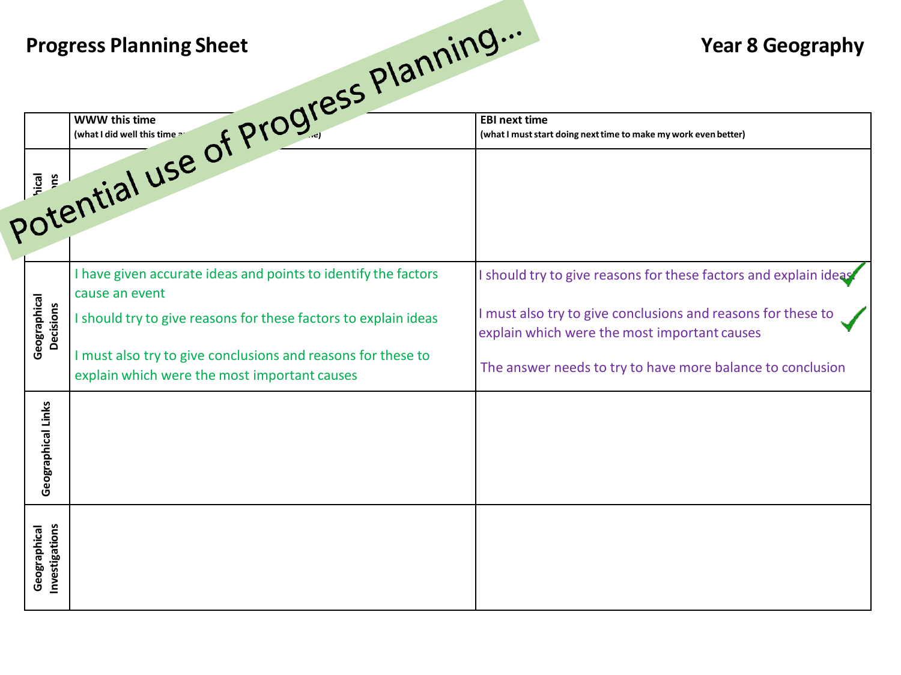**Progress Planning Sheet** **Year 8 Geography**

Potential use of Progress Planning…

| | WWW this time (what I did well this time a… …me) | EBI next time (what I must start doing next time to make my work even better) |
|---|---|---|
| …hical …ons | | |
| Geographical Decisions | I have given accurate ideas and points to identify the factors cause an event<br><br>I should try to give reasons for these factors to explain ideas<br><br>I must also try to give conclusions and reasons for these to explain which were the most important causes | I should try to give reasons for these factors and explain ideas ✓<br><br>I must also try to give conclusions and reasons for these to explain which were the most important causes ✓<br><br>The answer needs to try to have more balance to conclusion |
| Geographical Links | | |
| Geographical Investigations | | |